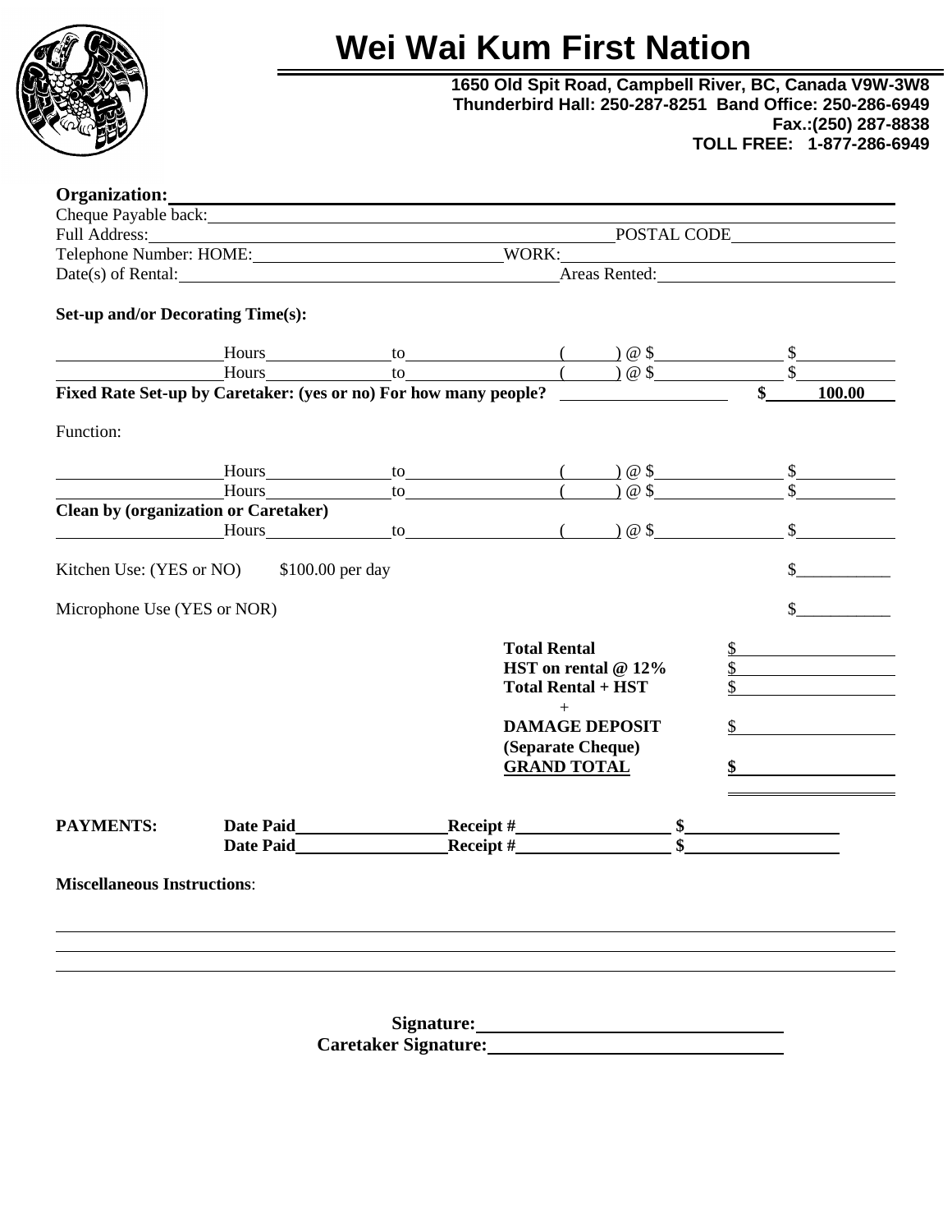# Wei Wai Kum First Nation

**1650 Old Spit Road, Campbell River, BC, Canada V9W-3W8**
**Thunderbird Hall: 250-287-8251 Band Office: 250-286-6949**
**Fax.:(250) 287-8838**
**TOLL FREE: 1-877-286-6949**

**Organization:** ______________________________

Cheque Payable back: ______________________________

Full Address: ______________________________ POSTAL CODE ______________

Telephone Number: HOME: ______________ WORK: ______________

Date(s) of Rental: ______________________ Areas Rented: ______________

**Set-up and/or Decorating Time(s):**

______ Hours ______ to ______ ( ) @ $ ______ $ ______

______ Hours ______ to ______ ( ) @ $ ______ $ ______

**Fixed Rate Set-up by Caretaker: (yes or no) For how many people?** ______ **$ 100.00**

Function:

______ Hours ______ to ______ ( ) @ $ ______ $ ______

______ Hours ______ to ______ ( ) @ $ ______ $ ______

**Clean by (organization or Caretaker)**

______ Hours ______ to ______ ( ) @ $ ______ $ ______

Kitchen Use: (YES or NO) $100.00 per day $__________

Microphone Use (YES or NOR) $__________

| | |
|---|---|
| **Total Rental** | $ |
| **HST on rental @ 12%** | $ |
| **Total Rental + HST** | $ |
| + | |
| **DAMAGE DEPOSIT** | $ |
| **(Separate Cheque)** | |
| **GRAND TOTAL** | **$** |

**PAYMENTS:** **Date Paid** ______ **Receipt #** ______ **$** ______
**Date Paid** ______ **Receipt #** ______ **$** ______

**Miscellaneous Instructions**:

______________________________

______________________________

______________________________

**Signature:** ______________________________

**Caretaker Signature:** ______________________________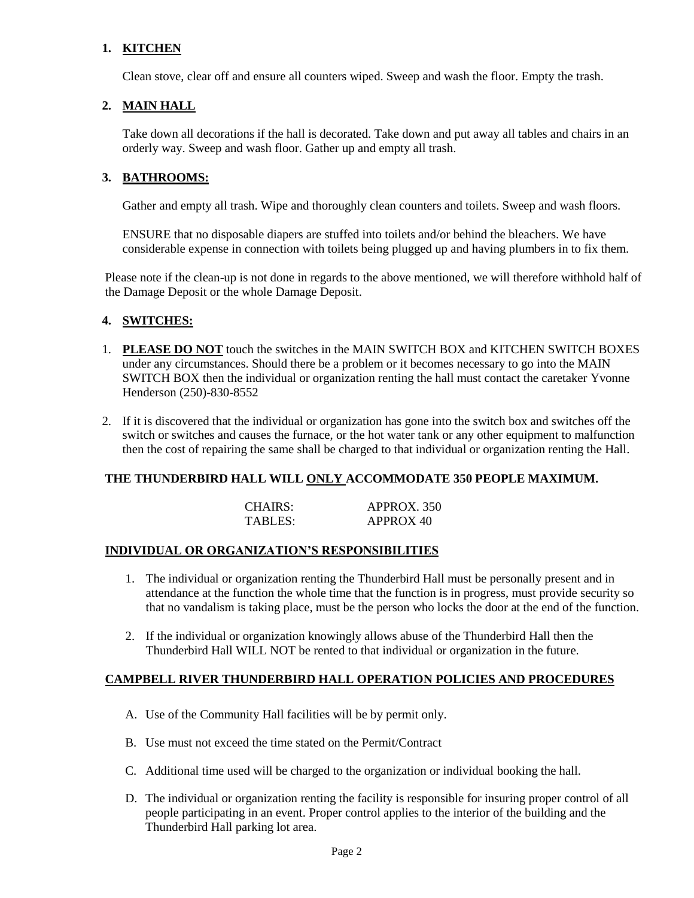1. **KITCHEN**

   Clean stove, clear off and ensure all counters wiped. Sweep and wash the floor. Empty the trash.

2. **MAIN HALL**

   Take down all decorations if the hall is decorated. Take down and put away all tables and chairs in an orderly way. Sweep and wash floor. Gather up and empty all trash.

3. **BATHROOMS:**

   Gather and empty all trash. Wipe and thoroughly clean counters and toilets. Sweep and wash floors.

   ENSURE that no disposable diapers are stuffed into toilets and/or behind the bleachers. We have considerable expense in connection with toilets being plugged up and having plumbers in to fix them.

Please note if the clean-up is not done in regards to the above mentioned, we will therefore withhold half of the Damage Deposit or the whole Damage Deposit.

4. **SWITCHES:**

1. **PLEASE DO NOT** touch the switches in the MAIN SWITCH BOX and KITCHEN SWITCH BOXES under any circumstances. Should there be a problem or it becomes necessary to go into the MAIN SWITCH BOX then the individual or organization renting the hall must contact the caretaker Yvonne Henderson (250)-830-8552
2. If it is discovered that the individual or organization has gone into the switch box and switches off the switch or switches and causes the furnace, or the hot water tank or any other equipment to malfunction then the cost of repairing the same shall be charged to that individual or organization renting the Hall.

**THE THUNDERBIRD HALL WILL ONLY ACCOMMODATE 350 PEOPLE MAXIMUM.**

| | |
|---|---|
| CHAIRS: | APPROX. 350 |
| TABLES: | APPROX 40 |

**INDIVIDUAL OR ORGANIZATION'S RESPONSIBILITIES**

1. The individual or organization renting the Thunderbird Hall must be personally present and in attendance at the function the whole time that the function is in progress, must provide security so that no vandalism is taking place, must be the person who locks the door at the end of the function.
2. If the individual or organization knowingly allows abuse of the Thunderbird Hall then the Thunderbird Hall WILL NOT be rented to that individual or organization in the future.

**CAMPBELL RIVER THUNDERBIRD HALL OPERATION POLICIES AND PROCEDURES**

A. Use of the Community Hall facilities will be by permit only.

B. Use must not exceed the time stated on the Permit/Contract

C. Additional time used will be charged to the organization or individual booking the hall.

D. The individual or organization renting the facility is responsible for insuring proper control of all people participating in an event. Proper control applies to the interior of the building and the Thunderbird Hall parking lot area.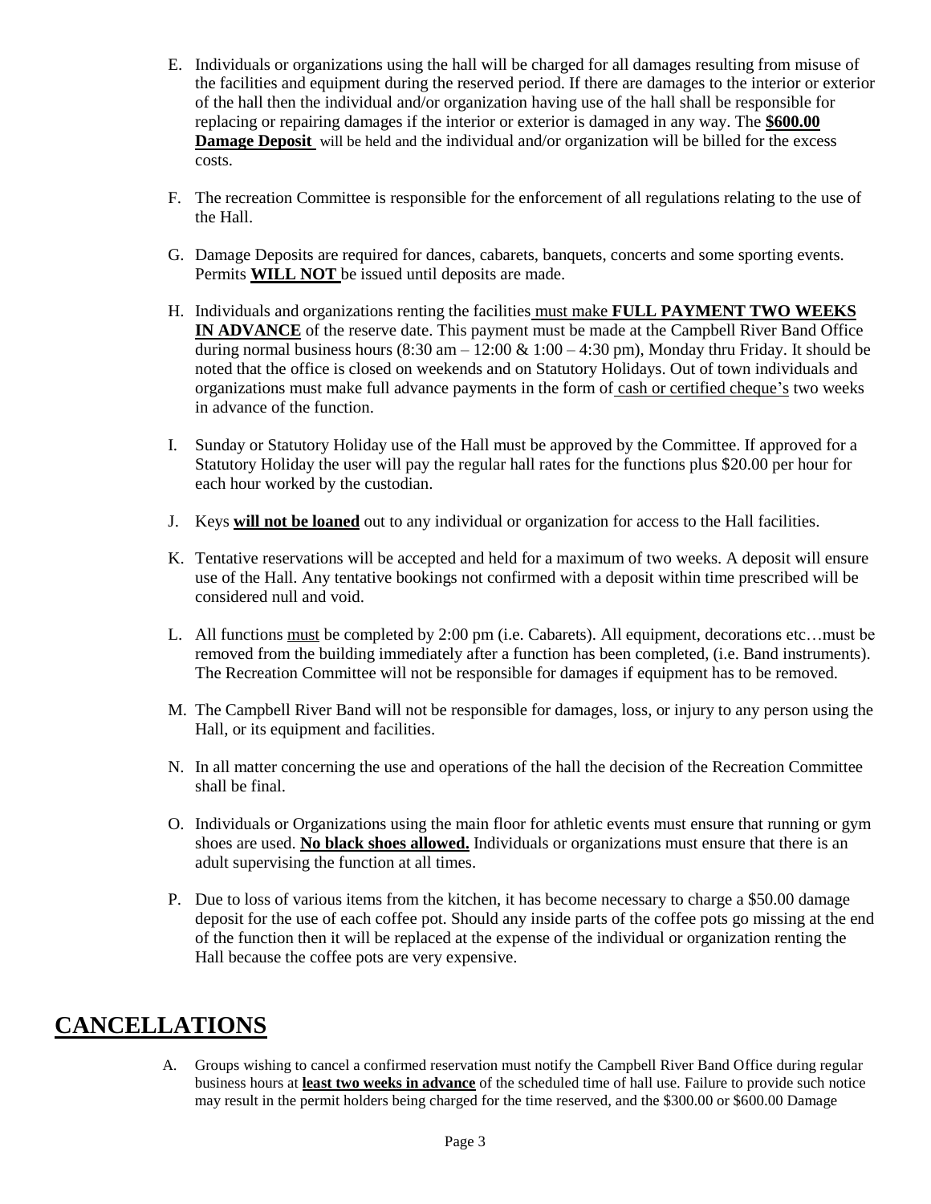E. Individuals or organizations using the hall will be charged for all damages resulting from misuse of the facilities and equipment during the reserved period. If there are damages to the interior or exterior of the hall then the individual and/or organization having use of the hall shall be responsible for replacing or repairing damages if the interior or exterior is damaged in any way. The **$600.00 Damage Deposit** will be held and the individual and/or organization will be billed for the excess costs.

F. The recreation Committee is responsible for the enforcement of all regulations relating to the use of the Hall.

G. Damage Deposits are required for dances, cabarets, banquets, concerts and some sporting events. Permits **WILL NOT** be issued until deposits are made.

H. Individuals and organizations renting the facilities must make **FULL PAYMENT TWO WEEKS IN ADVANCE** of the reserve date. This payment must be made at the Campbell River Band Office during normal business hours (8:30 am – 12:00 & 1:00 – 4:30 pm), Monday thru Friday. It should be noted that the office is closed on weekends and on Statutory Holidays. Out of town individuals and organizations must make full advance payments in the form of cash or certified cheque's two weeks in advance of the function.

I. Sunday or Statutory Holiday use of the Hall must be approved by the Committee. If approved for a Statutory Holiday the user will pay the regular hall rates for the functions plus $20.00 per hour for each hour worked by the custodian.

J. Keys **will not be loaned** out to any individual or organization for access to the Hall facilities.

K. Tentative reservations will be accepted and held for a maximum of two weeks. A deposit will ensure use of the Hall. Any tentative bookings not confirmed with a deposit within time prescribed will be considered null and void.

L. All functions must be completed by 2:00 pm (i.e. Cabarets). All equipment, decorations etc…must be removed from the building immediately after a function has been completed, (i.e. Band instruments). The Recreation Committee will not be responsible for damages if equipment has to be removed.

M. The Campbell River Band will not be responsible for damages, loss, or injury to any person using the Hall, or its equipment and facilities.

N. In all matter concerning the use and operations of the hall the decision of the Recreation Committee shall be final.

O. Individuals or Organizations using the main floor for athletic events must ensure that running or gym shoes are used. **No black shoes allowed.** Individuals or organizations must ensure that there is an adult supervising the function at all times.

P. Due to loss of various items from the kitchen, it has become necessary to charge a $50.00 damage deposit for the use of each coffee pot. Should any inside parts of the coffee pots go missing at the end of the function then it will be replaced at the expense of the individual or organization renting the Hall because the coffee pots are very expensive.

# CANCELLATIONS

A. Groups wishing to cancel a confirmed reservation must notify the Campbell River Band Office during regular business hours at **least two weeks in advance** of the scheduled time of hall use. Failure to provide such notice may result in the permit holders being charged for the time reserved, and the $300.00 or $600.00 Damage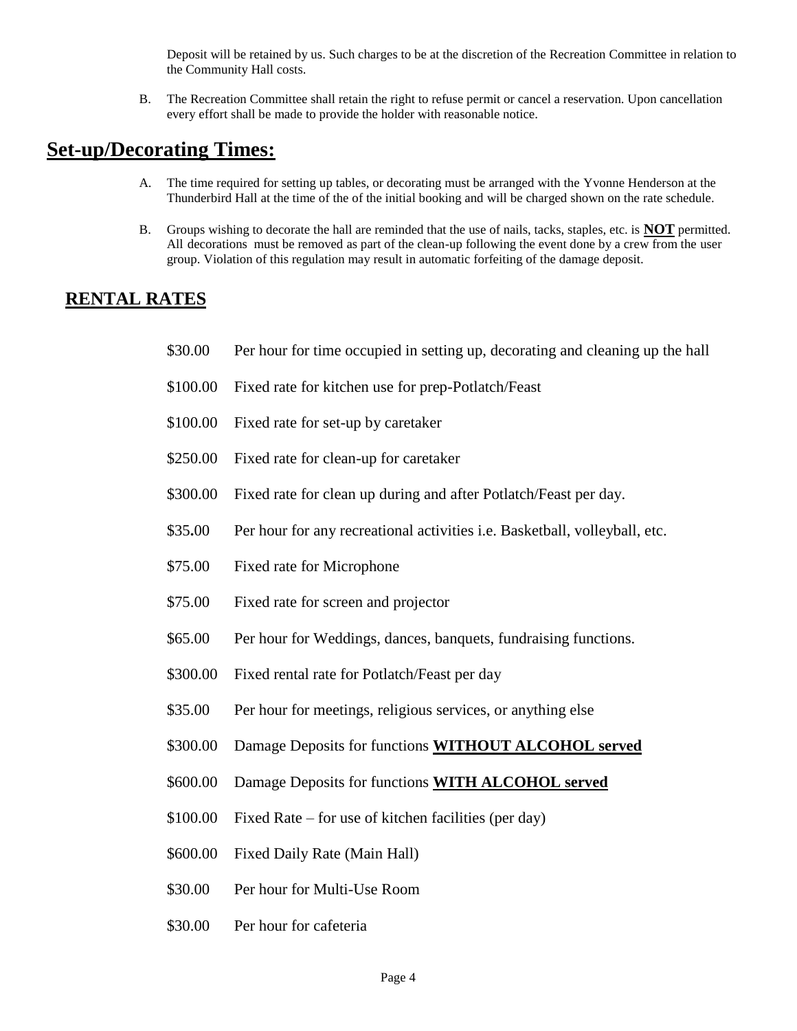Deposit will be retained by us. Such charges to be at the discretion of the Recreation Committee in relation to the Community Hall costs.

B. The Recreation Committee shall retain the right to refuse permit or cancel a reservation. Upon cancellation every effort shall be made to provide the holder with reasonable notice.

## Set-up/Decorating Times:

A. The time required for setting up tables, or decorating must be arranged with the Yvonne Henderson at the Thunderbird Hall at the time of the of the initial booking and will be charged shown on the rate schedule.

B. Groups wishing to decorate the hall are reminded that the use of nails, tacks, staples, etc. is **NOT** permitted. All decorations must be removed as part of the clean-up following the event done by a crew from the user group. Violation of this regulation may result in automatic forfeiting of the damage deposit.

## RENTAL RATES

| | |
|---|---|
| $30.00 | Per hour for time occupied in setting up, decorating and cleaning up the hall |
| $100.00 | Fixed rate for kitchen use for prep-Potlatch/Feast |
| $100.00 | Fixed rate for set-up by caretaker |
| $250.00 | Fixed rate for clean-up for caretaker |
| $300.00 | Fixed rate for clean up during and after Potlatch/Feast per day. |
| $35.00 | Per hour for any recreational activities i.e. Basketball, volleyball, etc. |
| $75.00 | Fixed rate for Microphone |
| $75.00 | Fixed rate for screen and projector |
| $65.00 | Per hour for Weddings, dances, banquets, fundraising functions. |
| $300.00 | Fixed rental rate for Potlatch/Feast per day |
| $35.00 | Per hour for meetings, religious services, or anything else |
| $300.00 | Damage Deposits for functions **WITHOUT ALCOHOL served** |
| $600.00 | Damage Deposits for functions **WITH ALCOHOL served** |
| $100.00 | Fixed Rate – for use of kitchen facilities (per day) |
| $600.00 | Fixed Daily Rate (Main Hall) |
| $30.00 | Per hour for Multi-Use Room |
| $30.00 | Per hour for cafeteria |